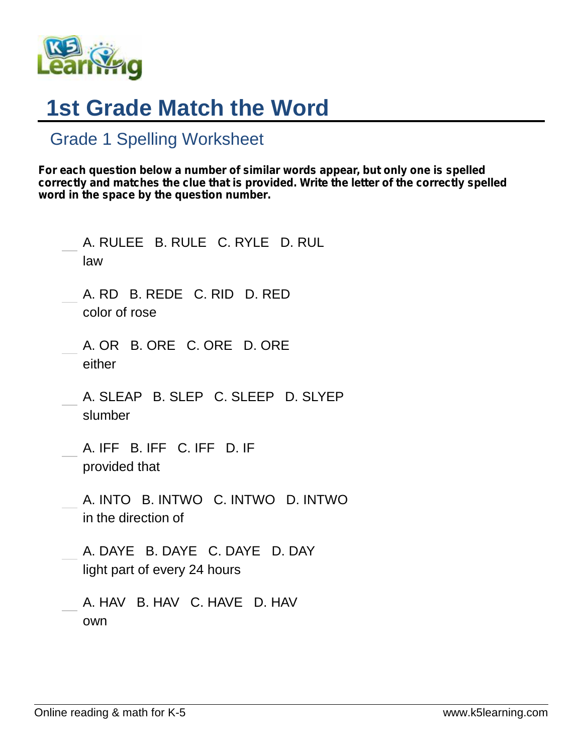# 1st Grade Match the Word

## Grade 1 Spelling Worksheet

**For each question below a number of similar words appear, but only one is spelled correctly and matches the clue that is provided. Write the letter of the correctly spelled word in the space by the question number.**

___ A. RULEE B. RULE C. RYLE D. RUL
law

___ A. RD B. REDE C. RID D. RED
color of rose

___ A. OR B. ORE C. ORE D. ORE
either

___ A. SLEAP B. SLEP C. SLEEP D. SLYEP
slumber

___ A. IFF B. IFF C. IFF D. IF
provided that

___ A. INTO B. INTWO C. INTWO D. INTWO
in the direction of

___ A. DAYE B. DAYE C. DAYE D. DAY
light part of every 24 hours

___ A. HAV B. HAV C. HAVE D. HAV
own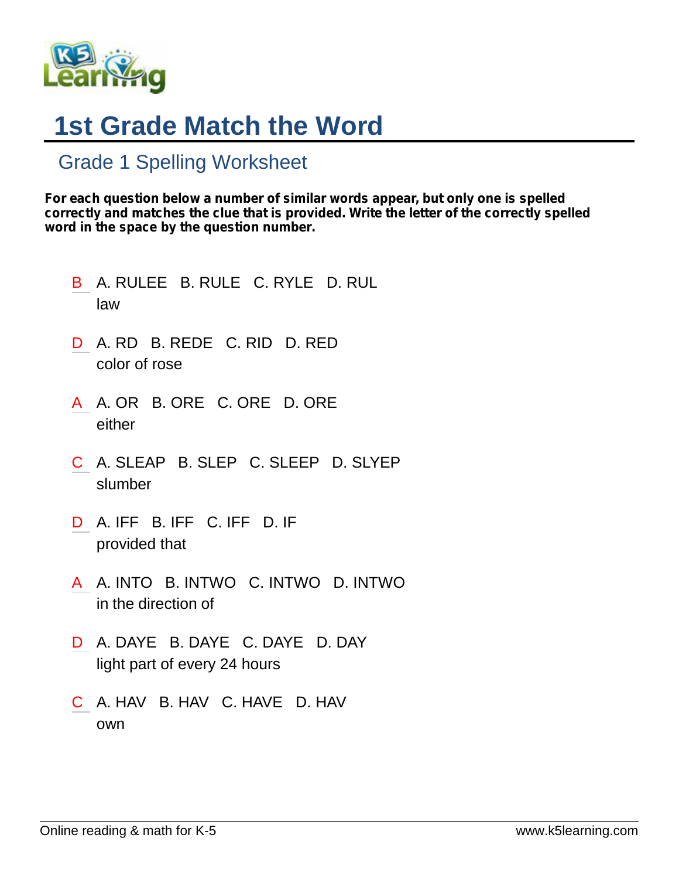# 1st Grade Match the Word

## Grade 1 Spelling Worksheet

**For each question below a number of similar words appear, but only one is spelled correctly and matches the clue that is provided. Write the letter of the correctly spelled word in the space by the question number.**

B A. RULEE B. RULE C. RYLE D. RUL
law

D A. RD B. REDE C. RID D. RED
color of rose

A A. OR B. ORE C. ORE D. ORE
either

C A. SLEAP B. SLEP C. SLEEP D. SLYEP
slumber

D A. IFF B. IFF C. IFF D. IF
provided that

A A. INTO B. INTWO C. INTWO D. INTWO
in the direction of

D A. DAYE B. DAYE C. DAYE D. DAY
light part of every 24 hours

C A. HAV B. HAV C. HAVE D. HAV
own